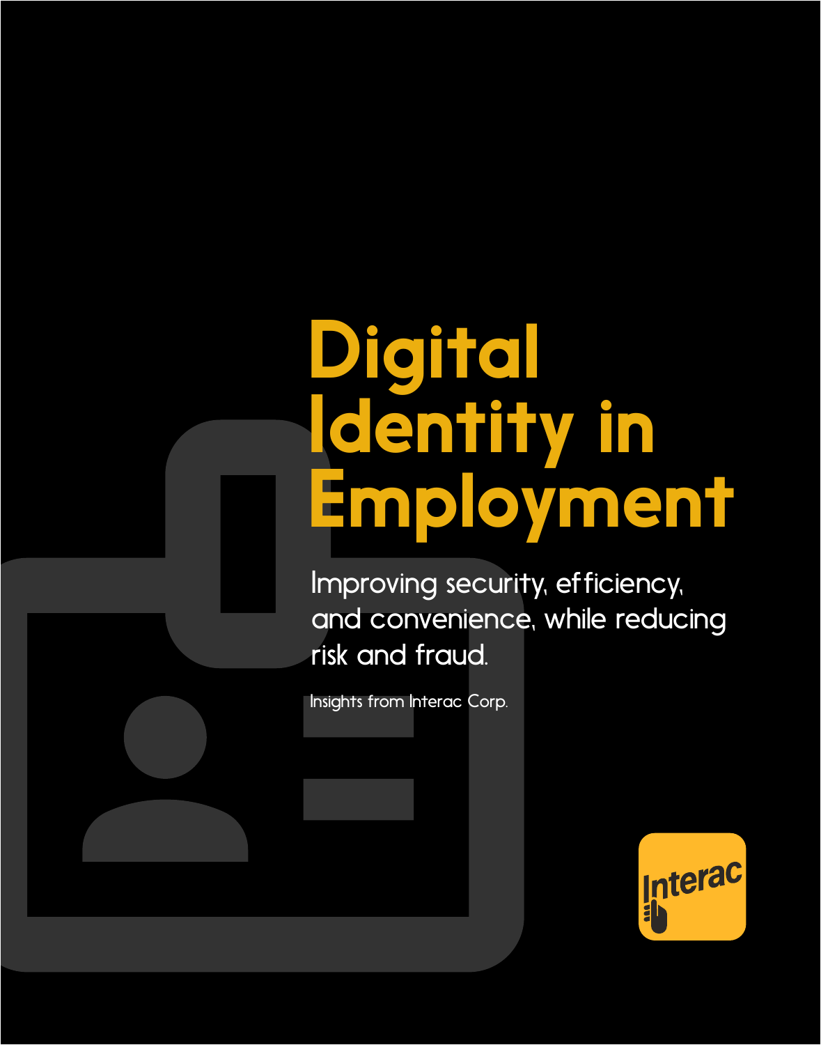# Digital Identity in Employment

Improving security, efficiency, and convenience, while reducing risk and fraud.

Insights from Interac Corp.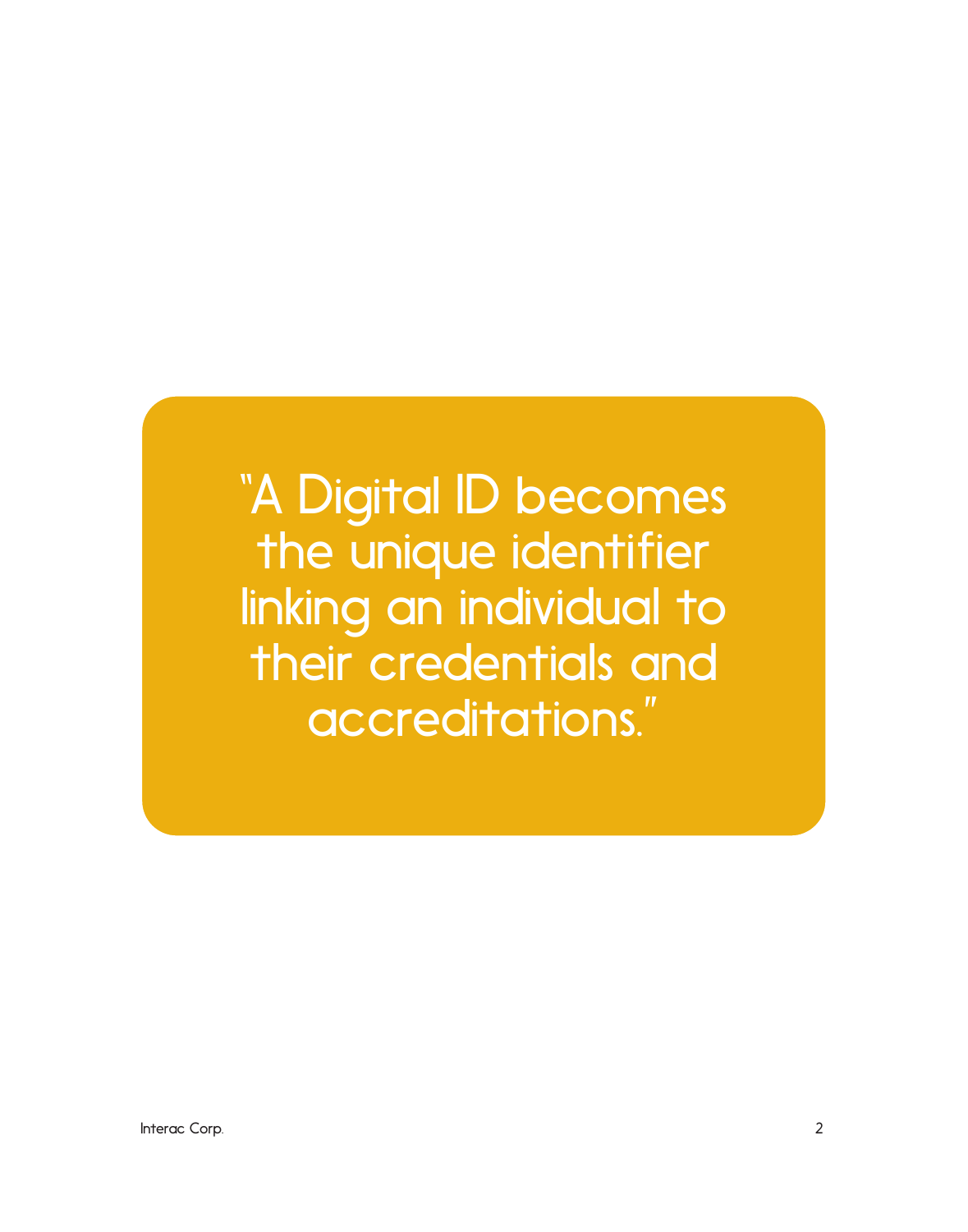"A Digital ID becomes the unique identifier linking an individual to their credentials and accreditations."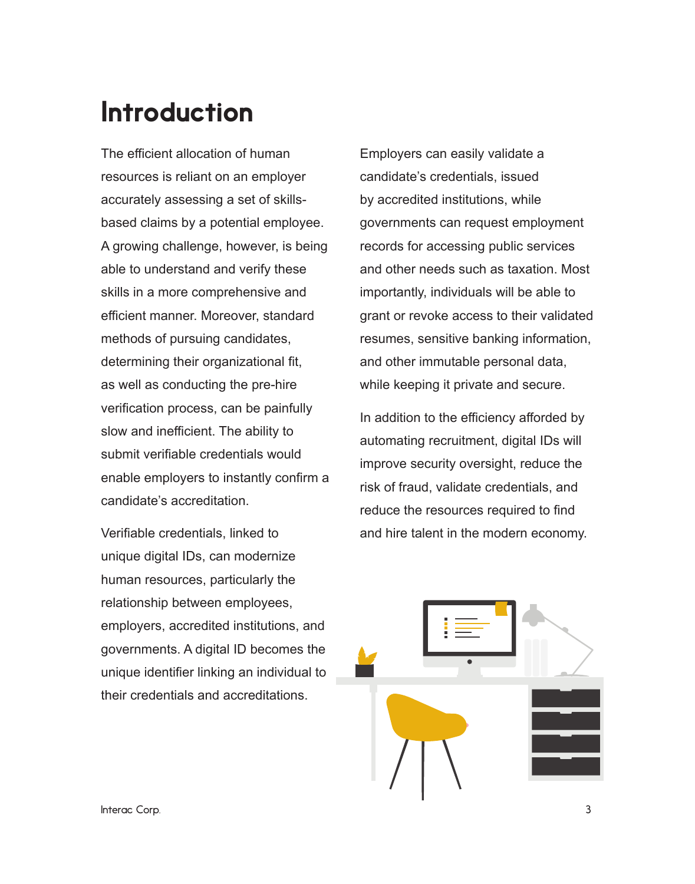# Introduction

The efficient allocation of human resources is reliant on an employer accurately assessing a set of skills-based claims by a potential employee. A growing challenge, however, is being able to understand and verify these skills in a more comprehensive and efficient manner. Moreover, standard methods of pursuing candidates, determining their organizational fit, as well as conducting the pre-hire verification process, can be painfully slow and inefficient. The ability to submit verifiable credentials would enable employers to instantly confirm a candidate's accreditation.

Verifiable credentials, linked to unique digital IDs, can modernize human resources, particularly the relationship between employees, employers, accredited institutions, and governments. A digital ID becomes the unique identifier linking an individual to their credentials and accreditations.

Employers can easily validate a candidate's credentials, issued by accredited institutions, while governments can request employment records for accessing public services and other needs such as taxation. Most importantly, individuals will be able to grant or revoke access to their validated resumes, sensitive banking information, and other immutable personal data, while keeping it private and secure.

In addition to the efficiency afforded by automating recruitment, digital IDs will improve security oversight, reduce the risk of fraud, validate credentials, and reduce the resources required to find and hire talent in the modern economy.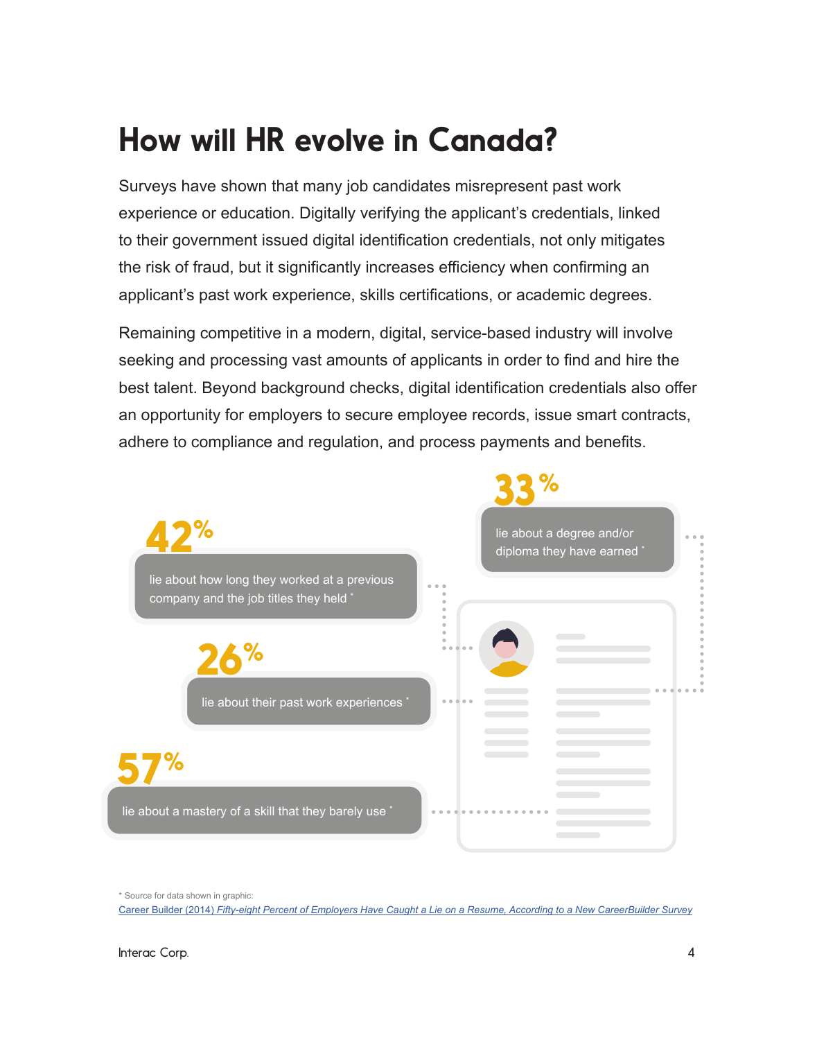# How will HR evolve in Canada?

Surveys have shown that many job candidates misrepresent past work experience or education. Digitally verifying the applicant's credentials, linked to their government issued digital identification credentials, not only mitigates the risk of fraud, but it significantly increases efficiency when confirming an applicant's past work experience, skills certifications, or academic degrees.

Remaining competitive in a modern, digital, service-based industry will involve seeking and processing vast amounts of applicants in order to find and hire the best talent. Beyond background checks, digital identification credentials also offer an opportunity for employers to secure employee records, issue smart contracts, adhere to compliance and regulation, and process payments and benefits.

**33%** lie about a degree and/or diploma they have earned *

**42%** lie about how long they worked at a previous company and the job titles they held *

**26%** lie about their past work experiences *

**57%** lie about a mastery of a skill that they barely use *

* Source for data shown in graphic:
Career Builder (2014) *Fifty-eight Percent of Employers Have Caught a Lie on a Resume, According to a New CareerBuilder Survey*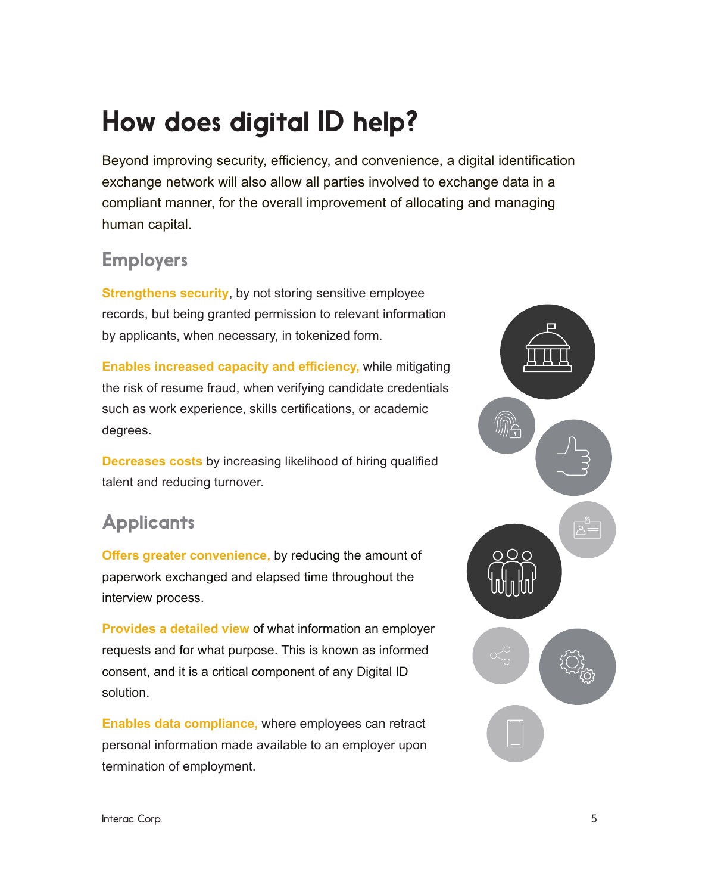# How does digital ID help?

Beyond improving security, efficiency, and convenience, a digital identification exchange network will also allow all parties involved to exchange data in a compliant manner, for the overall improvement of allocating and managing human capital.

## Employers

**Strengthens security**, by not storing sensitive employee records, but being granted permission to relevant information by applicants, when necessary, in tokenized form.

**Enables increased capacity and efficiency,** while mitigating the risk of resume fraud, when verifying candidate credentials such as work experience, skills certifications, or academic degrees.

**Decreases costs** by increasing likelihood of hiring qualified talent and reducing turnover.

## Applicants

**Offers greater convenience,** by reducing the amount of paperwork exchanged and elapsed time throughout the interview process.

**Provides a detailed view** of what information an employer requests and for what purpose. This is known as informed consent, and it is a critical component of any Digital ID solution.

**Enables data compliance,** where employees can retract personal information made available to an employer upon termination of employment.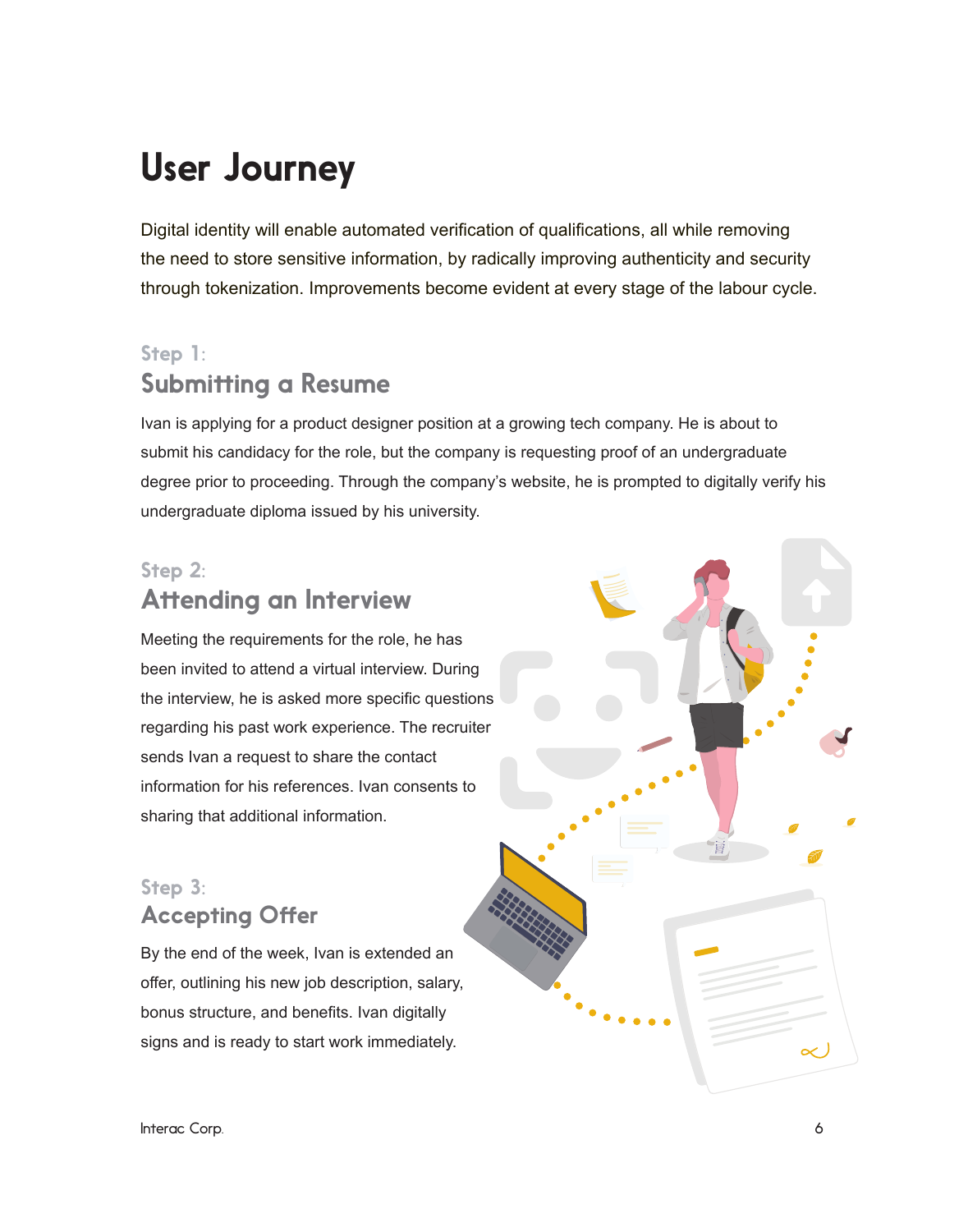# User Journey

Digital identity will enable automated verification of qualifications, all while removing the need to store sensitive information, by radically improving authenticity and security through tokenization. Improvements become evident at every stage of the labour cycle.

## Step 1:
## Submitting a Resume

Ivan is applying for a product designer position at a growing tech company. He is about to submit his candidacy for the role, but the company is requesting proof of an undergraduate degree prior to proceeding. Through the company's website, he is prompted to digitally verify his undergraduate diploma issued by his university.

## Step 2:
## Attending an Interview

Meeting the requirements for the role, he has been invited to attend a virtual interview. During the interview, he is asked more specific questions regarding his past work experience. The recruiter sends Ivan a request to share the contact information for his references. Ivan consents to sharing that additional information.

## Step 3:
## Accepting Offer

By the end of the week, Ivan is extended an offer, outlining his new job description, salary, bonus structure, and benefits. Ivan digitally signs and is ready to start work immediately.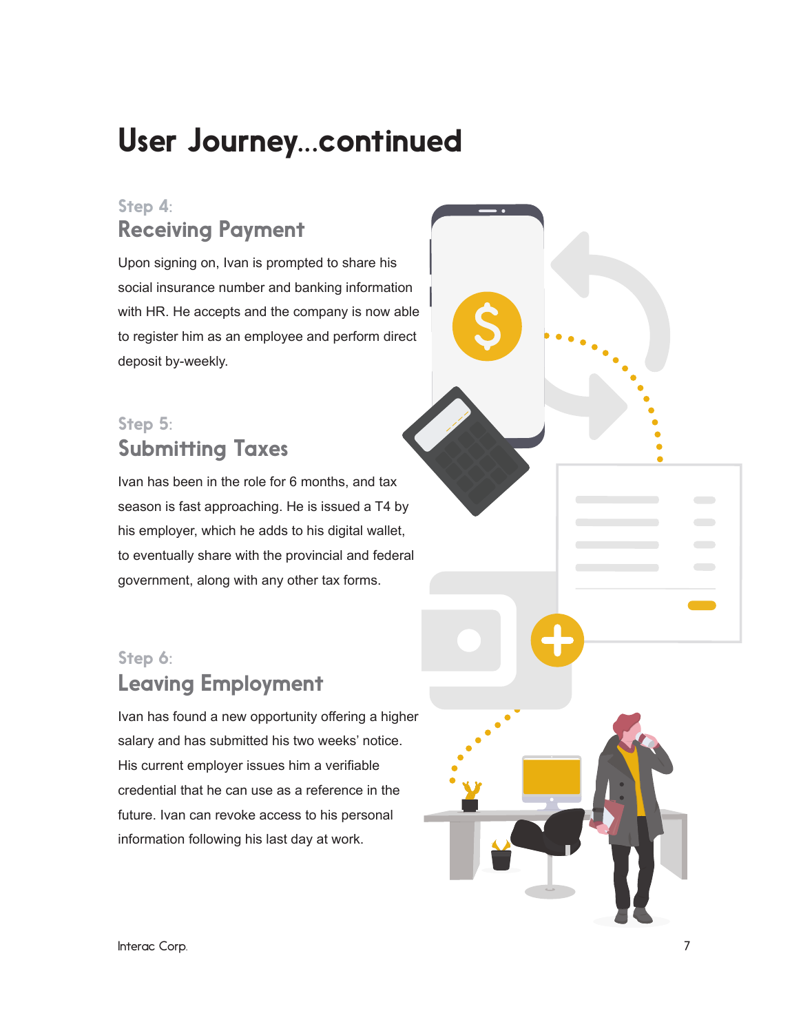# User Journey...continued

Step 4:

## Receiving Payment

Upon signing on, Ivan is prompted to share his social insurance number and banking information with HR. He accepts and the company is now able to register him as an employee and perform direct deposit by-weekly.

Step 5:

## Submitting Taxes

Ivan has been in the role for 6 months, and tax season is fast approaching. He is issued a T4 by his employer, which he adds to his digital wallet, to eventually share with the provincial and federal government, along with any other tax forms.

Step 6:

## Leaving Employment

Ivan has found a new opportunity offering a higher salary and has submitted his two weeks' notice. His current employer issues him a verifiable credential that he can use as a reference in the future. Ivan can revoke access to his personal information following his last day at work.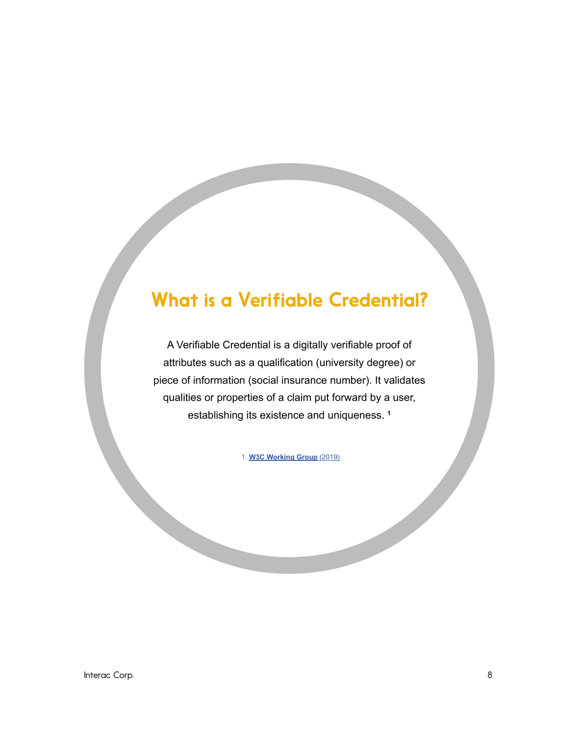# What is a Verifiable Credential?

A Verifiable Credential is a digitally verifiable proof of attributes such as a qualification (university degree) or piece of information (social insurance number). It validates qualities or properties of a claim put forward by a user, establishing its existence and uniqueness. [1]

1. **W3C Working Group** (2019)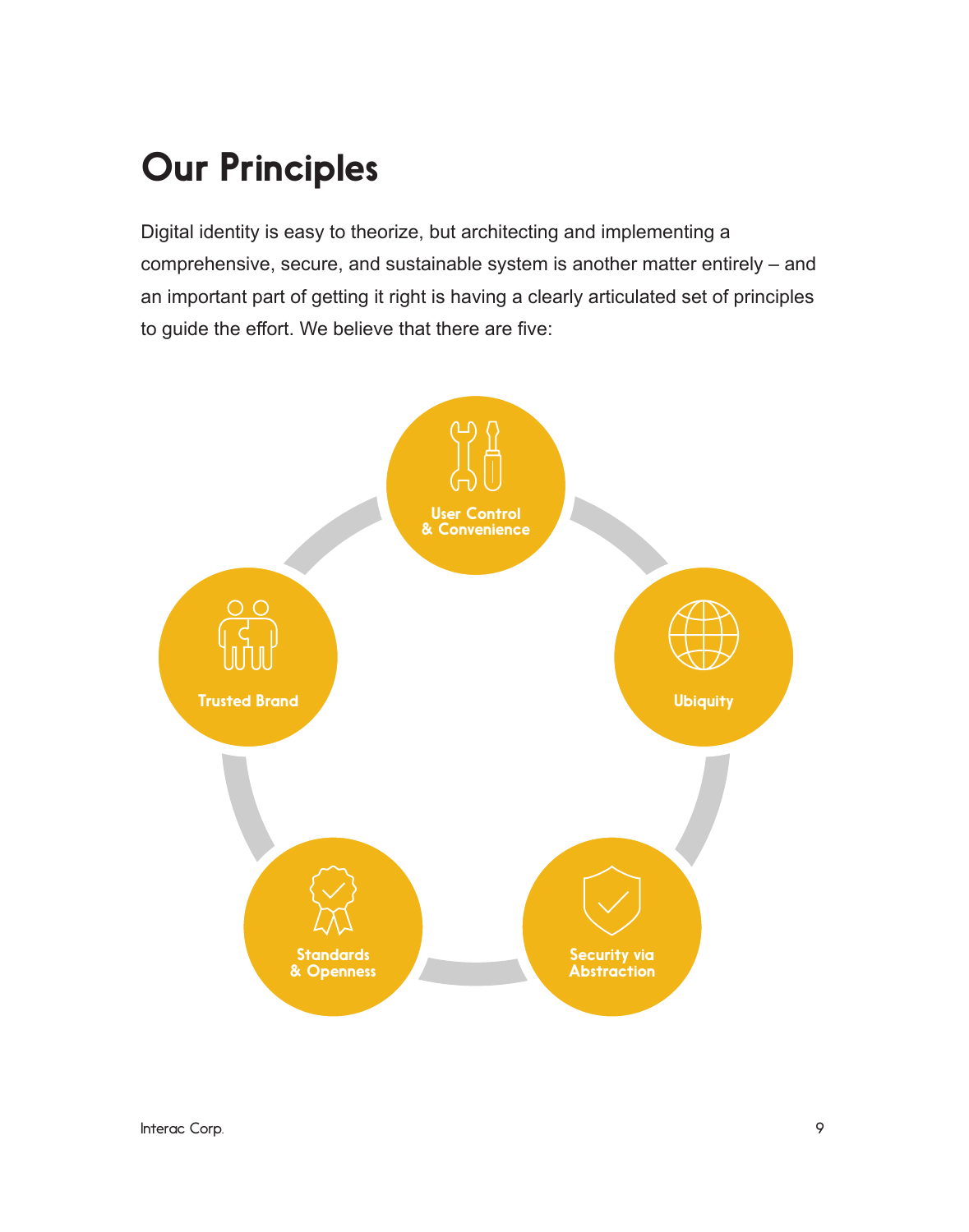# Our Principles

Digital identity is easy to theorize, but architecting and implementing a comprehensive, secure, and sustainable system is another matter entirely – and an important part of getting it right is having a clearly articulated set of principles to guide the effort. We believe that there are five:

- User Control & Convenience
- Ubiquity
- Security via Abstraction
- Standards & Openness
- Trusted Brand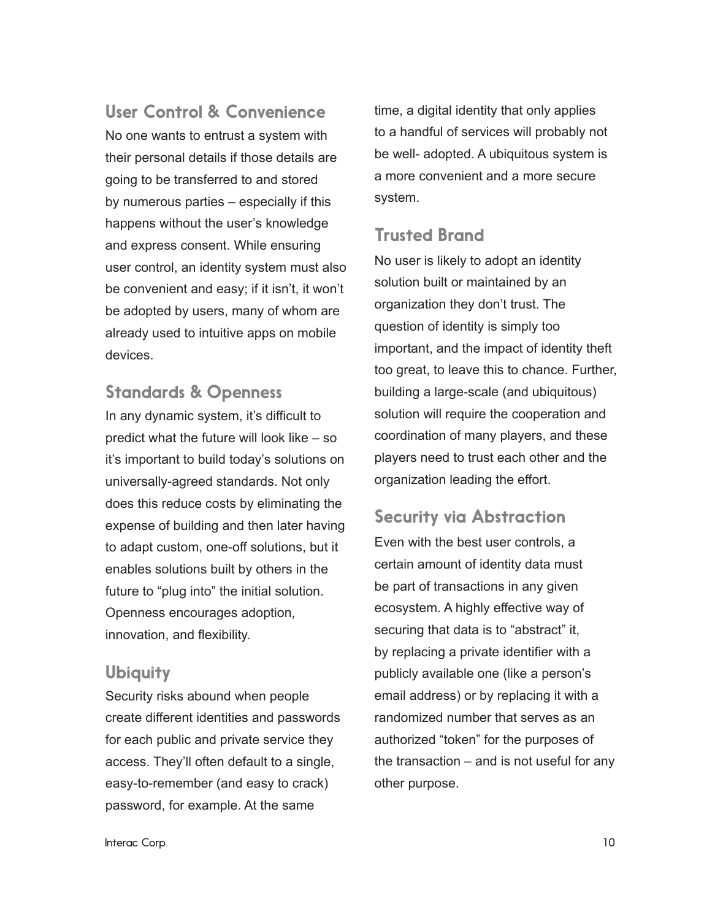## User Control & Convenience

No one wants to entrust a system with their personal details if those details are going to be transferred to and stored by numerous parties – especially if this happens without the user's knowledge and express consent. While ensuring user control, an identity system must also be convenient and easy; if it isn't, it won't be adopted by users, many of whom are already used to intuitive apps on mobile devices.

## Standards & Openness

In any dynamic system, it's difficult to predict what the future will look like – so it's important to build today's solutions on universally-agreed standards. Not only does this reduce costs by eliminating the expense of building and then later having to adapt custom, one-off solutions, but it enables solutions built by others in the future to "plug into" the initial solution. Openness encourages adoption, innovation, and flexibility.

## Ubiquity

Security risks abound when people create different identities and passwords for each public and private service they access. They'll often default to a single, easy-to-remember (and easy to crack) password, for example. At the same time, a digital identity that only applies to a handful of services will probably not be well- adopted. A ubiquitous system is a more convenient and a more secure system.

## Trusted Brand

No user is likely to adopt an identity solution built or maintained by an organization they don't trust. The question of identity is simply too important, and the impact of identity theft too great, to leave this to chance. Further, building a large-scale (and ubiquitous) solution will require the cooperation and coordination of many players, and these players need to trust each other and the organization leading the effort.

## Security via Abstraction

Even with the best user controls, a certain amount of identity data must be part of transactions in any given ecosystem. A highly effective way of securing that data is to "abstract" it, by replacing a private identifier with a publicly available one (like a person's email address) or by replacing it with a randomized number that serves as an authorized "token" for the purposes of the transaction – and is not useful for any other purpose.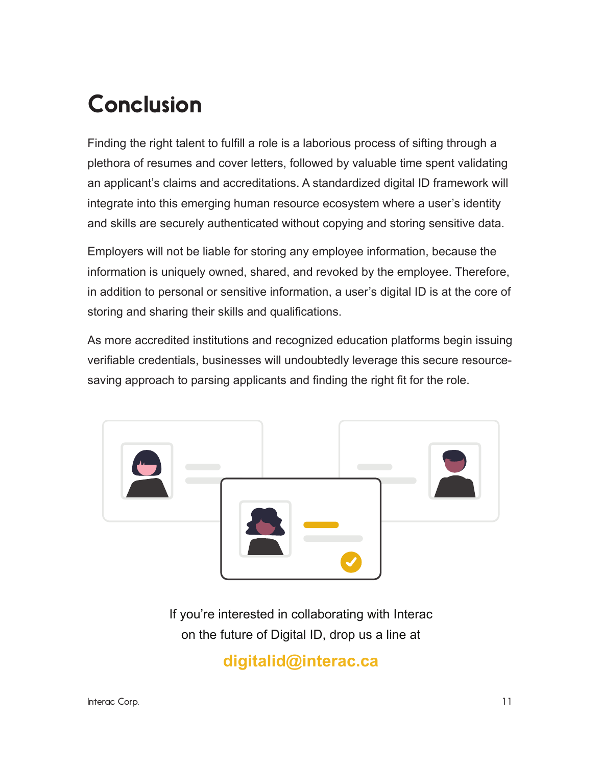# Conclusion

Finding the right talent to fulfill a role is a laborious process of sifting through a plethora of resumes and cover letters, followed by valuable time spent validating an applicant's claims and accreditations. A standardized digital ID framework will integrate into this emerging human resource ecosystem where a user's identity and skills are securely authenticated without copying and storing sensitive data.

Employers will not be liable for storing any employee information, because the information is uniquely owned, shared, and revoked by the employee. Therefore, in addition to personal or sensitive information, a user's digital ID is at the core of storing and sharing their skills and qualifications.

As more accredited institutions and recognized education platforms begin issuing verifiable credentials, businesses will undoubtedly leverage this secure resource-saving approach to parsing applicants and finding the right fit for the role.

If you're interested in collaborating with Interac on the future of Digital ID, drop us a line at

**digitalid@interac.ca**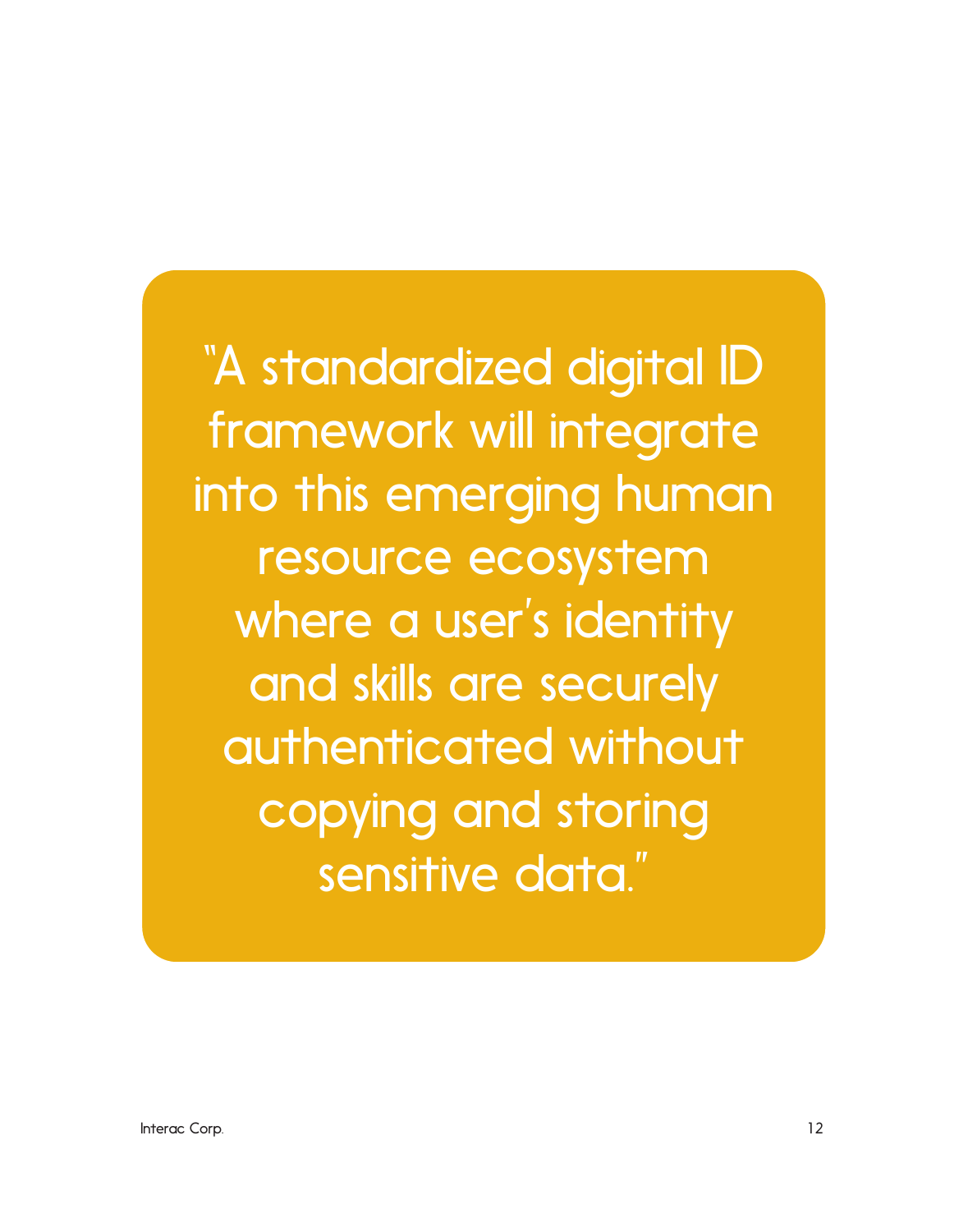"A standardized digital ID framework will integrate into this emerging human resource ecosystem where a user's identity and skills are securely authenticated without copying and storing sensitive data."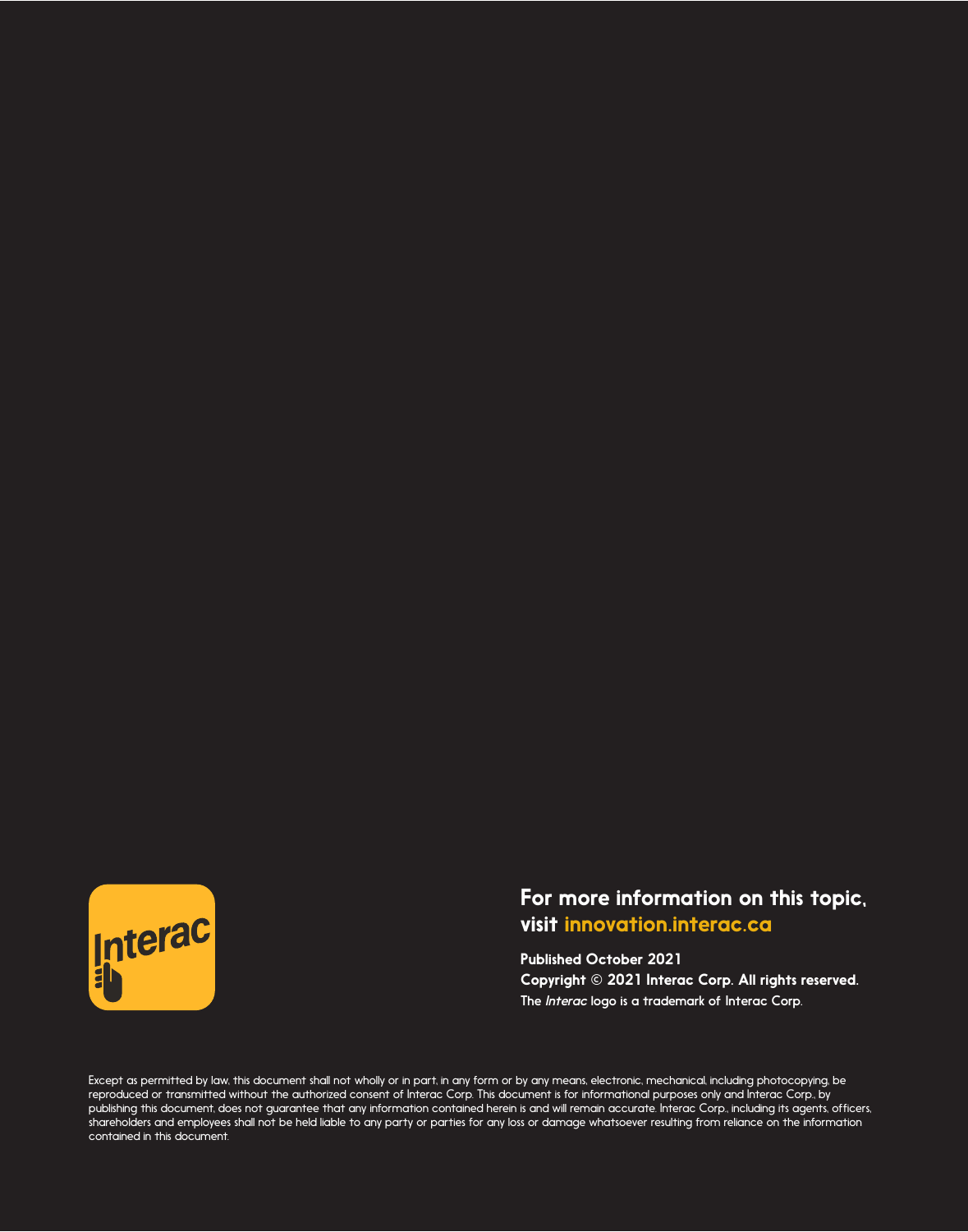**For more information on this topic, visit innovation.interac.ca**

**Published October 2021**
**Copyright © 2021 Interac Corp. All rights reserved.**
The *Interac* logo is a trademark of Interac Corp.

Except as permitted by law, this document shall not wholly or in part, in any form or by any means, electronic, mechanical, including photocopying, be reproduced or transmitted without the authorized consent of Interac Corp. This document is for informational purposes only and Interac Corp., by publishing this document, does not guarantee that any information contained herein is and will remain accurate. Interac Corp., including its agents, officers, shareholders and employees shall not be held liable to any party or parties for any loss or damage whatsoever resulting from reliance on the information contained in this document.